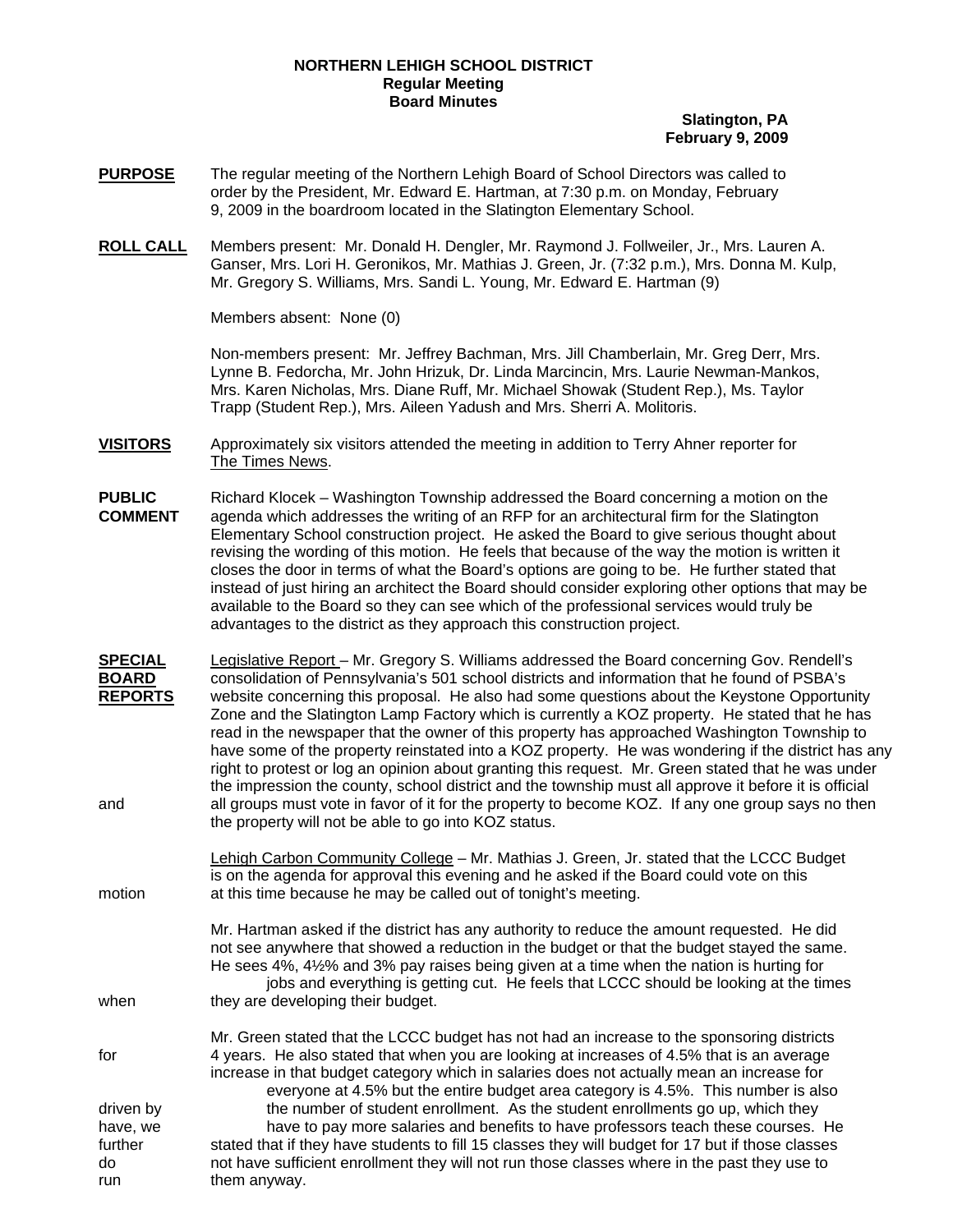**NORTHERN LEHIGH SCHOOL DISTRICT**
**Regular Meeting**
**Board Minutes**

**Slatington, PA**
**February 9, 2009**

**PURPOSE** The regular meeting of the Northern Lehigh Board of School Directors was called to order by the President, Mr. Edward E. Hartman, at 7:30 p.m. on Monday, February 9, 2009 in the boardroom located in the Slatington Elementary School.

**ROLL CALL** Members present: Mr. Donald H. Dengler, Mr. Raymond J. Follweiler, Jr., Mrs. Lauren A. Ganser, Mrs. Lori H. Geronikos, Mr. Mathias J. Green, Jr. (7:32 p.m.), Mrs. Donna M. Kulp, Mr. Gregory S. Williams, Mrs. Sandi L. Young, Mr. Edward E. Hartman (9)

Members absent: None (0)

Non-members present: Mr. Jeffrey Bachman, Mrs. Jill Chamberlain, Mr. Greg Derr, Mrs. Lynne B. Fedorcha, Mr. John Hrizuk, Dr. Linda Marcincin, Mrs. Laurie Newman-Mankos, Mrs. Karen Nicholas, Mrs. Diane Ruff, Mr. Michael Showak (Student Rep.), Ms. Taylor Trapp (Student Rep.), Mrs. Aileen Yadush and Mrs. Sherri A. Molitoris.

**VISITORS** Approximately six visitors attended the meeting in addition to Terry Ahner reporter for The Times News.

**PUBLIC COMMENT** Richard Klocek – Washington Township addressed the Board concerning a motion on the agenda which addresses the writing of an RFP for an architectural firm for the Slatington Elementary School construction project. He asked the Board to give serious thought about revising the wording of this motion. He feels that because of the way the motion is written it closes the door in terms of what the Board's options are going to be. He further stated that instead of just hiring an architect the Board should consider exploring other options that may be available to the Board so they can see which of the professional services would truly be advantages to the district as they approach this construction project.

**SPECIAL BOARD REPORTS** Legislative Report – Mr. Gregory S. Williams addressed the Board concerning Gov. Rendell's consolidation of Pennsylvania's 501 school districts and information that he found of PSBA's website concerning this proposal. He also had some questions about the Keystone Opportunity Zone and the Slatington Lamp Factory which is currently a KOZ property. He stated that he has read in the newspaper that the owner of this property has approached Washington Township to have some of the property reinstated into a KOZ property. He was wondering if the district has any right to protest or log an opinion about granting this request. Mr. Green stated that he was under the impression the county, school district and the township must all approve it before it is official and all groups must vote in favor of it for the property to become KOZ. If any one group says no then the property will not be able to go into KOZ status.

Lehigh Carbon Community College – Mr. Mathias J. Green, Jr. stated that the LCCC Budget is on the agenda for approval this evening and he asked if the Board could vote on this motion at this time because he may be called out of tonight's meeting.

Mr. Hartman asked if the district has any authority to reduce the amount requested. He did not see anywhere that showed a reduction in the budget or that the budget stayed the same. He sees 4%, 4½% and 3% pay raises being given at a time when the nation is hurting for jobs and everything is getting cut. He feels that LCCC should be looking at the times when they are developing their budget.

Mr. Green stated that the LCCC budget has not had an increase to the sponsoring districts for 4 years. He also stated that when you are looking at increases of 4.5% that is an average increase in that budget category which in salaries does not actually mean an increase for everyone at 4.5% but the entire budget area category is 4.5%. This number is also driven by the number of student enrollment. As the student enrollments go up, which they have, we have to pay more salaries and benefits to have professors teach these courses. He further stated that if they have students to fill 15 classes they will budget for 17 but if those classes do not have sufficient enrollment they will not run those classes where in the past they use to run them anyway.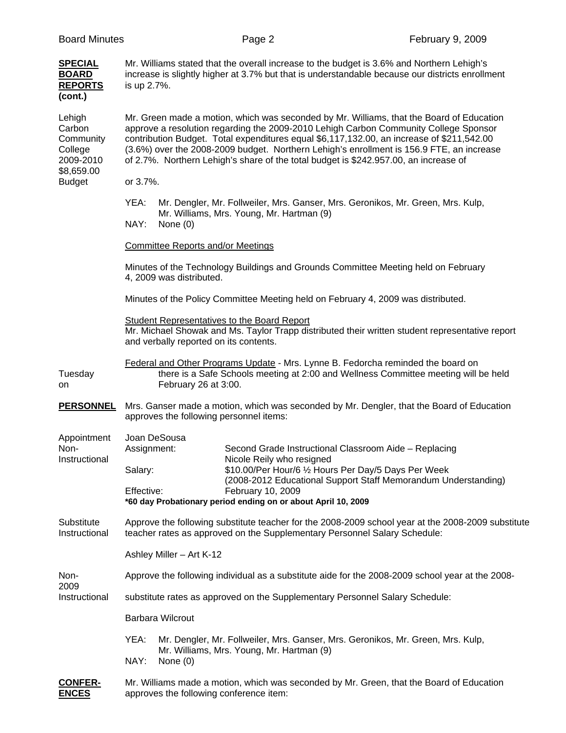**SPECIAL BOARD REPORTS (cont.)**

Mr. Williams stated that the overall increase to the budget is 3.6% and Northern Lehigh's increase is slightly higher at 3.7% but that is understandable because our districts enrollment is up 2.7%.

Lehigh Carbon Community College 2009-2010 Budget

Mr. Green made a motion, which was seconded by Mr. Williams, that the Board of Education approve a resolution regarding the 2009-2010 Lehigh Carbon Community College Sponsor contribution Budget. Total expenditures equal $6,117,132.00, an increase of $211,542.00 (3.6%) over the 2008-2009 budget. Northern Lehigh's enrollment is 156.9 FTE, an increase of 2.7%. Northern Lehigh's share of the total budget is $242.957.00, an increase of $8,659.00 or 3.7%.

YEA: Mr. Dengler, Mr. Follweiler, Mrs. Ganser, Mrs. Geronikos, Mr. Green, Mrs. Kulp, Mr. Williams, Mrs. Young, Mr. Hartman (9)
NAY: None (0)

Committee Reports and/or Meetings

Minutes of the Technology Buildings and Grounds Committee Meeting held on February 4, 2009 was distributed.

Minutes of the Policy Committee Meeting held on February 4, 2009 was distributed.

Student Representatives to the Board Report
Mr. Michael Showak and Ms. Taylor Trapp distributed their written student representative report and verbally reported on its contents.

Federal and Other Programs Update - Mrs. Lynne B. Fedorcha reminded the board on Tuesday there is a Safe Schools meeting at 2:00 and Wellness Committee meeting will be held on February 26 at 3:00.

**PERSONNEL**

Mrs. Ganser made a motion, which was seconded by Mr. Dengler, that the Board of Education approves the following personnel items:

Appointment Non-Instructional

Joan DeSousa
Assignment: Second Grade Instructional Classroom Aide – Replacing Nicole Reily who resigned
Salary: $10.00/Per Hour/6 ½ Hours Per Day/5 Days Per Week (2008-2012 Educational Support Staff Memorandum Understanding)
Effective: February 10, 2009
**\*60 day Probationary period ending on or about April 10, 2009**

Substitute Instructional

Approve the following substitute teacher for the 2008-2009 school year at the 2008-2009 substitute teacher rates as approved on the Supplementary Personnel Salary Schedule:

Ashley Miller – Art K-12

Non-Instructional

Approve the following individual as a substitute aide for the 2008-2009 school year at the 2008-2009 substitute rates as approved on the Supplementary Personnel Salary Schedule:

Barbara Wilcrout

YEA: Mr. Dengler, Mr. Follweiler, Mrs. Ganser, Mrs. Geronikos, Mr. Green, Mrs. Kulp, Mr. Williams, Mrs. Young, Mr. Hartman (9)
NAY: None (0)

**CONFERENCES**

Mr. Williams made a motion, which was seconded by Mr. Green, that the Board of Education approves the following conference item: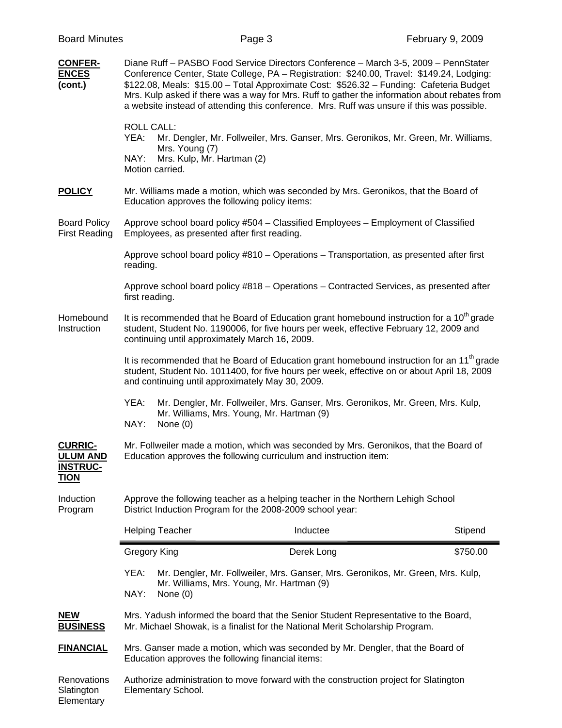**CONFERENCES (cont.)**

Diane Ruff – PASBO Food Service Directors Conference – March 3-5, 2009 – PennStater Conference Center, State College, PA – Registration: $240.00, Travel: $149.24, Lodging: $122.08, Meals: $15.00 – Total Approximate Cost: $526.32 – Funding: Cafeteria Budget

Mrs. Kulp asked if there was a way for Mrs. Ruff to gather the information about rebates from a website instead of attending this conference. Mrs. Ruff was unsure if this was possible.

ROLL CALL:
YEA: Mr. Dengler, Mr. Follweiler, Mrs. Ganser, Mrs. Geronikos, Mr. Green, Mr. Williams, Mrs. Young (7)
NAY: Mrs. Kulp, Mr. Hartman (2)
Motion carried.

**POLICY**

Mr. Williams made a motion, which was seconded by Mrs. Geronikos, that the Board of Education approves the following policy items:

Board Policy First Reading

Approve school board policy #504 – Classified Employees – Employment of Classified Employees, as presented after first reading.

Approve school board policy #810 – Operations – Transportation, as presented after first reading.

Approve school board policy #818 – Operations – Contracted Services, as presented after first reading.

Homebound Instruction

It is recommended that he Board of Education grant homebound instruction for a 10th grade student, Student No. 1190006, for five hours per week, effective February 12, 2009 and continuing until approximately March 16, 2009.

It is recommended that he Board of Education grant homebound instruction for an 11th grade student, Student No. 1011400, for five hours per week, effective on or about April 18, 2009 and continuing until approximately May 30, 2009.

YEA: Mr. Dengler, Mr. Follweiler, Mrs. Ganser, Mrs. Geronikos, Mr. Green, Mrs. Kulp, Mr. Williams, Mrs. Young, Mr. Hartman (9)
NAY: None (0)

**CURRICULUM AND INSTRUCTION**

Mr. Follweiler made a motion, which was seconded by Mrs. Geronikos, that the Board of Education approves the following curriculum and instruction item:

Induction Program

Approve the following teacher as a helping teacher in the Northern Lehigh School District Induction Program for the 2008-2009 school year:

| Helping Teacher | Inductee | Stipend |
| --- | --- | --- |
| Gregory King | Derek Long | $750.00 |

YEA: Mr. Dengler, Mr. Follweiler, Mrs. Ganser, Mrs. Geronikos, Mr. Green, Mrs. Kulp, Mr. Williams, Mrs. Young, Mr. Hartman (9)
NAY: None (0)

**NEW BUSINESS**

Mrs. Yadush informed the board that the Senior Student Representative to the Board, Mr. Michael Showak, is a finalist for the National Merit Scholarship Program.

**FINANCIAL**

Mrs. Ganser made a motion, which was seconded by Mr. Dengler, that the Board of Education approves the following financial items:

Renovations Slatington Elementary

Authorize administration to move forward with the construction project for Slatington Elementary School.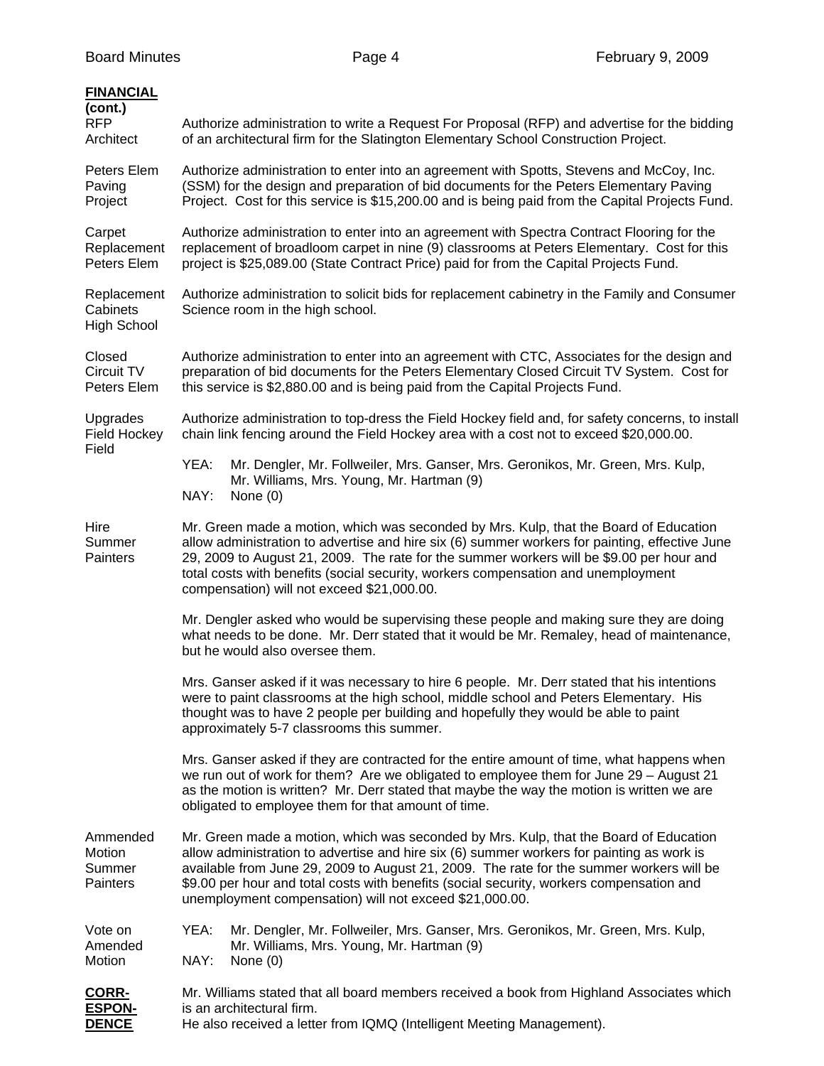**FINANCIAL (cont.)**

**RFP Architect**
Authorize administration to write a Request For Proposal (RFP) and advertise for the bidding of an architectural firm for the Slatington Elementary School Construction Project.

**Peters Elem Paving Project**
Authorize administration to enter into an agreement with Spotts, Stevens and McCoy, Inc. (SSM) for the design and preparation of bid documents for the Peters Elementary Paving Project. Cost for this service is $15,200.00 and is being paid from the Capital Projects Fund.

**Carpet Replacement Peters Elem**
Authorize administration to enter into an agreement with Spectra Contract Flooring for the replacement of broadloom carpet in nine (9) classrooms at Peters Elementary. Cost for this project is $25,089.00 (State Contract Price) paid for from the Capital Projects Fund.

**Replacement Cabinets High School**
Authorize administration to solicit bids for replacement cabinetry in the Family and Consumer Science room in the high school.

**Closed Circuit TV Peters Elem**
Authorize administration to enter into an agreement with CTC, Associates for the design and preparation of bid documents for the Peters Elementary Closed Circuit TV System. Cost for this service is $2,880.00 and is being paid from the Capital Projects Fund.

**Upgrades Field Hockey Field**
Authorize administration to top-dress the Field Hockey field and, for safety concerns, to install chain link fencing around the Field Hockey area with a cost not to exceed $20,000.00.

YEA: Mr. Dengler, Mr. Follweiler, Mrs. Ganser, Mrs. Geronikos, Mr. Green, Mrs. Kulp, Mr. Williams, Mrs. Young, Mr. Hartman (9)
NAY: None (0)

**Hire Summer Painters**
Mr. Green made a motion, which was seconded by Mrs. Kulp, that the Board of Education allow administration to advertise and hire six (6) summer workers for painting, effective June 29, 2009 to August 21, 2009. The rate for the summer workers will be $9.00 per hour and total costs with benefits (social security, workers compensation and unemployment compensation) will not exceed $21,000.00.

Mr. Dengler asked who would be supervising these people and making sure they are doing what needs to be done. Mr. Derr stated that it would be Mr. Remaley, head of maintenance, but he would also oversee them.

Mrs. Ganser asked if it was necessary to hire 6 people. Mr. Derr stated that his intentions were to paint classrooms at the high school, middle school and Peters Elementary. His thought was to have 2 people per building and hopefully they would be able to paint approximately 5-7 classrooms this summer.

Mrs. Ganser asked if they are contracted for the entire amount of time, what happens when we run out of work for them? Are we obligated to employee them for June 29 – August 21 as the motion is written? Mr. Derr stated that maybe the way the motion is written we are obligated to employee them for that amount of time.

**Ammended Motion Summer Painters**
Mr. Green made a motion, which was seconded by Mrs. Kulp, that the Board of Education allow administration to advertise and hire six (6) summer workers for painting as work is available from June 29, 2009 to August 21, 2009. The rate for the summer workers will be $9.00 per hour and total costs with benefits (social security, workers compensation and unemployment compensation) will not exceed $21,000.00.

**Vote on Amended Motion**
YEA: Mr. Dengler, Mr. Follweiler, Mrs. Ganser, Mrs. Geronikos, Mr. Green, Mrs. Kulp, Mr. Williams, Mrs. Young, Mr. Hartman (9)
NAY: None (0)

**CORR-ESPON-DENCE**
Mr. Williams stated that all board members received a book from Highland Associates which is an architectural firm.
He also received a letter from IQMQ (Intelligent Meeting Management).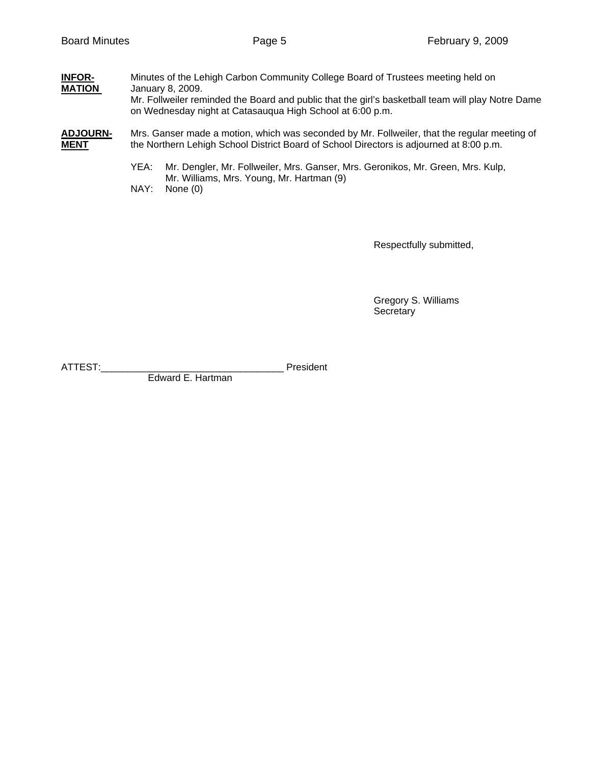**INFOR-MATION** Minutes of the Lehigh Carbon Community College Board of Trustees meeting held on January 8, 2009.
Mr. Follweiler reminded the Board and public that the girl's basketball team will play Notre Dame on Wednesday night at Catasauqua High School at 6:00 p.m.

**ADJOURN-MENT** Mrs. Ganser made a motion, which was seconded by Mr. Follweiler, that the regular meeting of the Northern Lehigh School District Board of School Directors is adjourned at 8:00 p.m.

YEA: Mr. Dengler, Mr. Follweiler, Mrs. Ganser, Mrs. Geronikos, Mr. Green, Mrs. Kulp, Mr. Williams, Mrs. Young, Mr. Hartman (9)
NAY: None (0)

Respectfully submitted,

Gregory S. Williams
Secretary

ATTEST:_________________________________ President
Edward E. Hartman